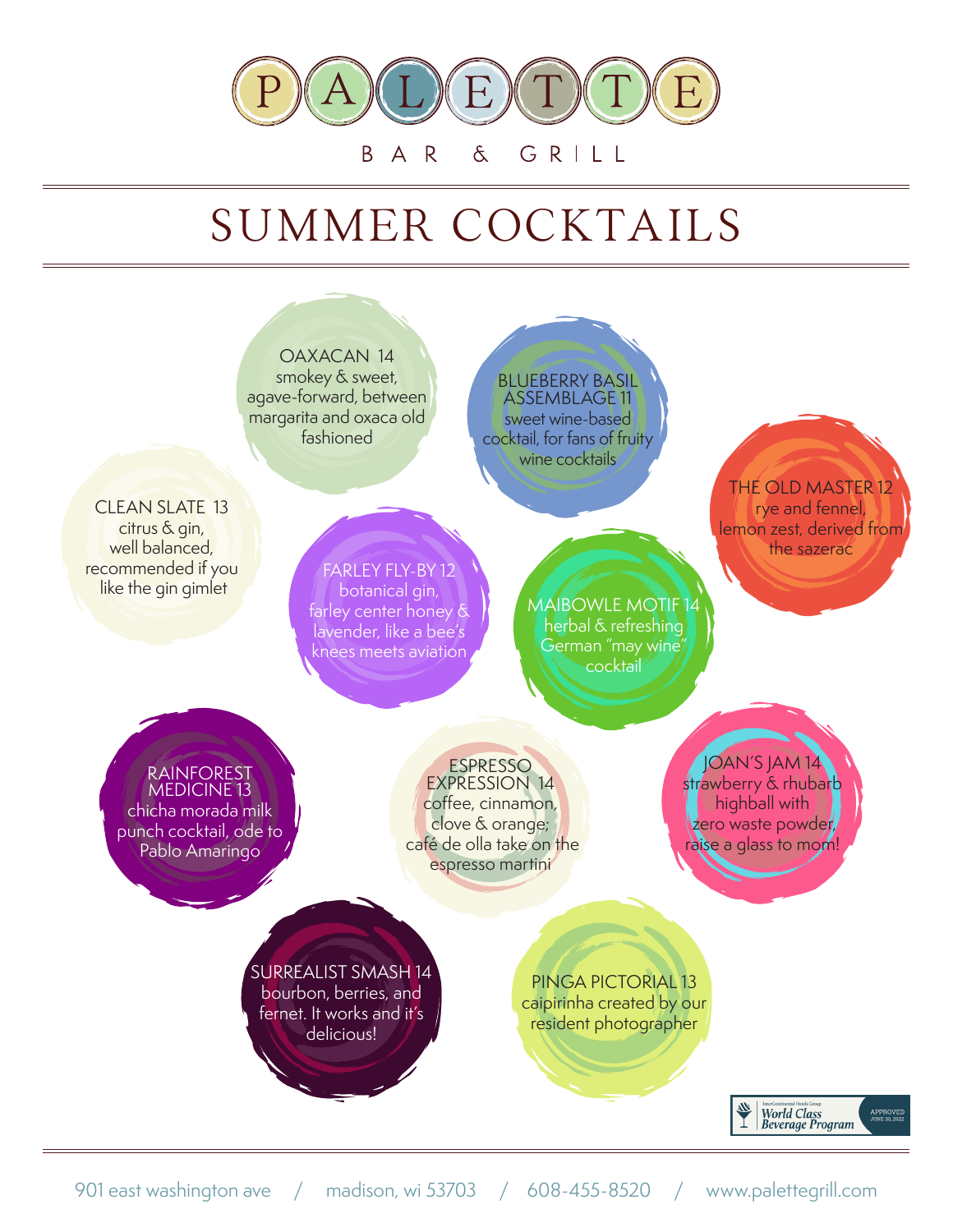# PALETTE

BAR & GRILL

## SUMMER COCKTAILS

**OAXACAN 14**
smokey & sweet, agave-forward, between margarita and oxaca old fashioned

**BLUEBERRY BASIL ASSEMBLAGE 11**
sweet wine-based cocktail, for fans of fruity wine cocktails

**THE OLD MASTER 12**
rye and fennel, lemon zest, derived from the sazerac

**CLEAN SLATE 13**
citrus & gin, well balanced, recommended if you like the gin gimlet

**FARLEY FLY-BY 12**
botanical gin, farley center honey & lavender, like a bee's knees meets aviation

**MAIBOWLE MOTIF 14**
herbal & refreshing German "may wine" cocktail

**RAINFOREST MEDICINE 13**
chicha morada milk punch cocktail, ode to Pablo Amaringo

**ESPRESSO EXPRESSION 14**
coffee, cinnamon, clove & orange; café de olla take on the espresso martini

**JOAN'S JAM 14**
strawberry & rhubarb highball with zero waste powder, raise a glass to mom!

**SURREALIST SMASH 14**
bourbon, berries, and fernet. It works and it's delicious!

**PINGA PICTORIAL 13**
caipirinha created by our resident photographer

InterContinental Hotels Group World Class Beverage Program — APPROVED JUNE 30, 2022

901 east washington ave / madison, wi 53703 / 608-455-8520 / www.palettegrill.com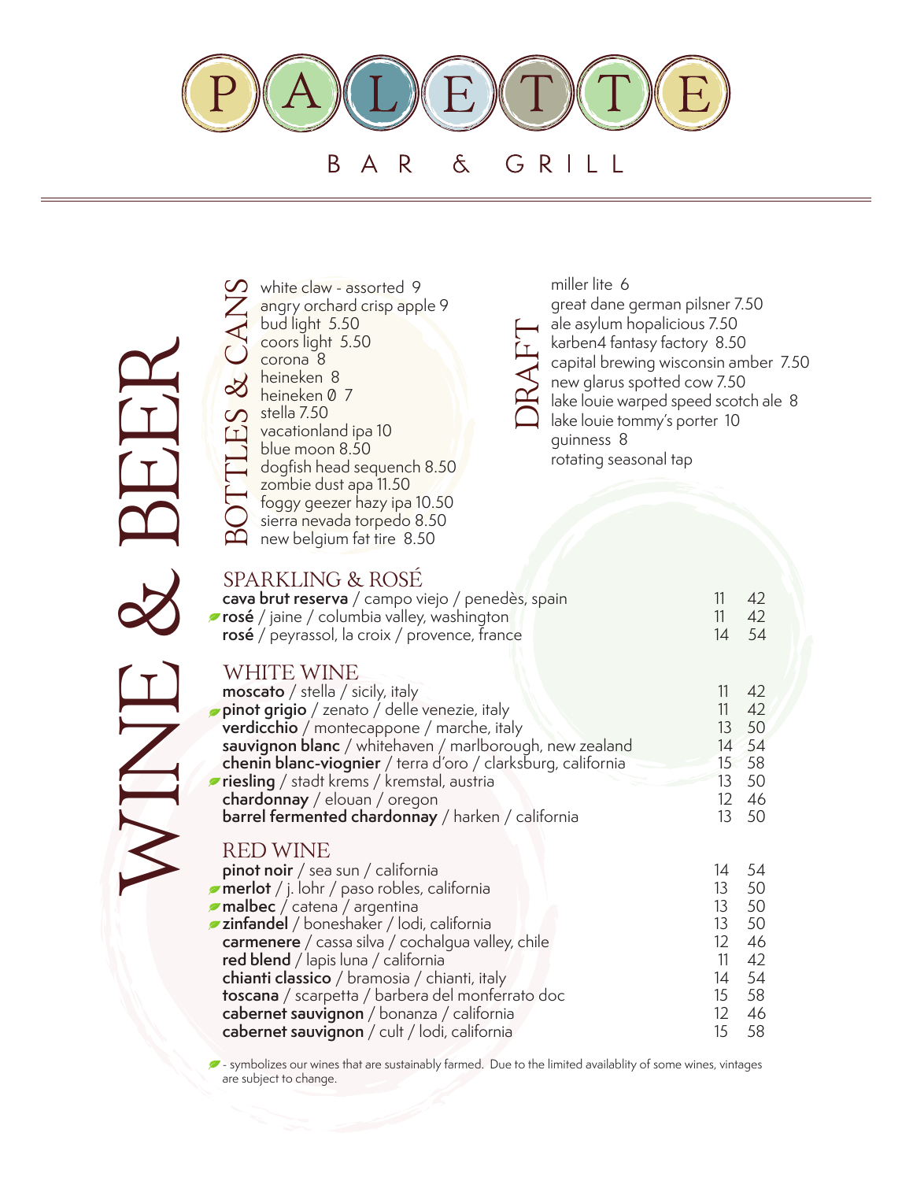# PALETTE

BAR & GRILL

# WINE & BEER

## BOTTLES & CANS

white claw - assorted 9
angry orchard crisp apple 9
bud light 5.50
coors light 5.50
corona 8
heineken 8
heineken 0 7
stella 7.50
vacationland ipa 10
blue moon 8.50
dogfish head sequench 8.50
zombie dust apa 11.50
foggy geezer hazy ipa 10.50
sierra nevada torpedo 8.50
new belgium fat tire 8.50

## DRAFT

miller lite 6
great dane german pilsner 7.50
ale asylum hopalicious 7.50
karben4 fantasy factory 8.50
capital brewing wisconsin amber 7.50
new glarus spotted cow 7.50
lake louie warped speed scotch ale 8
lake louie tommy's porter 10
guinness 8
rotating seasonal tap

## SPARKLING & ROSÉ

| | | |
|---|---|---|
| **cava brut reserva** / campo viejo / penedès, spain | 11 | 42 |
| 🍃 **rosé** / jaine / columbia valley, washington | 11 | 42 |
| **rosé** / peyrassol, la croix / provence, france | 14 | 54 |

## WHITE WINE

| | | |
|---|---|---|
| **moscato** / stella / sicily, italy | 11 | 42 |
| 🍃 **pinot grigio** / zenato / delle venezie, italy | 11 | 42 |
| **verdicchio** / montecappone / marche, italy | 13 | 50 |
| **sauvignon blanc** / whitehaven / marlborough, new zealand | 14 | 54 |
| **chenin blanc-viognier** / terra d'oro / clarksburg, california | 15 | 58 |
| 🍃 **riesling** / stadt krems / kremstal, austria | 13 | 50 |
| **chardonnay** / elouan / oregon | 12 | 46 |
| **barrel fermented chardonnay** / harken / california | 13 | 50 |

## RED WINE

| | | |
|---|---|---|
| **pinot noir** / sea sun / california | 14 | 54 |
| 🍃 **merlot** / j. lohr / paso robles, california | 13 | 50 |
| 🍃 **malbec** / catena / argentina | 13 | 50 |
| 🍃 **zinfandel** / boneshaker / lodi, california | 13 | 50 |
| **carmenere** / cassa silva / cochalgua valley, chile | 12 | 46 |
| **red blend** / lapis luna / california | 11 | 42 |
| **chianti classico** / bramosia / chianti, italy | 14 | 54 |
| **toscana** / scarpetta / barbera del monferrato doc | 15 | 58 |
| **cabernet sauvignon** / bonanza / california | 12 | 46 |
| **cabernet sauvignon** / cult / lodi, california | 15 | 58 |

🍃 - symbolizes our wines that are sustainably farmed. Due to the limited availablity of some wines, vintages are subject to change.